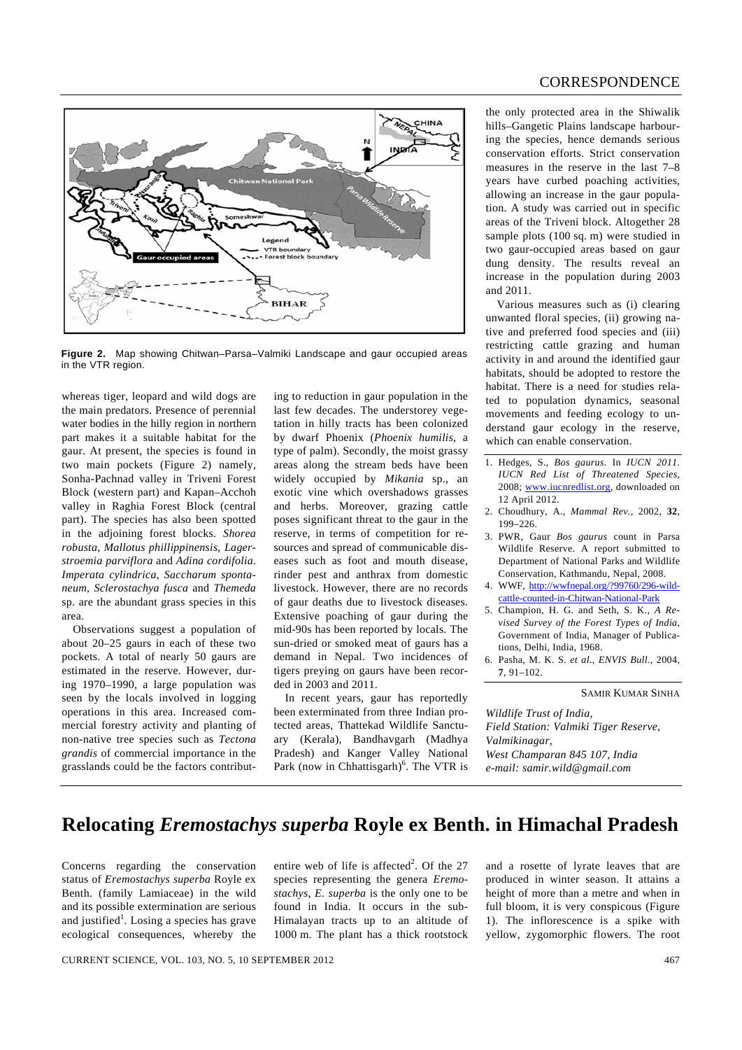**Figure 2.** Map showing Chitwan–Parsa–Valmiki Landscape and gaur occupied areas in the VTR region.

whereas tiger, leopard and wild dogs are the main predators. Presence of perennial water bodies in the hilly region in northern part makes it a suitable habitat for the gaur. At present, the species is found in two main pockets (Figure 2) namely, Sonha-Pachnad valley in Triveni Forest Block (western part) and Kapan–Acchoh valley in Raghia Forest Block (central part). The species has also been spotted in the adjoining forest blocks. *Shorea robusta*, *Mallotus phillippinensis*, *Lagerstroemia parviflora* and *Adina cordifolia*. *Imperata cylindrica*, *Saccharum spontaneum*, *Sclerostachya fusca* and *Themeda* sp. are the abundant grass species in this area.

Observations suggest a population of about 20–25 gaurs in each of these two pockets. A total of nearly 50 gaurs are estimated in the reserve. However, during 1970–1990, a large population was seen by the locals involved in logging operations in this area. Increased commercial forestry activity and planting of non-native tree species such as *Tectona grandis* of commercial importance in the grasslands could be the factors contributing to reduction in gaur population in the last few decades. The understorey vegetation in hilly tracts has been colonized by dwarf Phoenix (*Phoenix humilis*, a type of palm). Secondly, the moist grassy areas along the stream beds have been widely occupied by *Mikania* sp., an exotic vine which overshadows grasses and herbs. Moreover, grazing cattle poses significant threat to the gaur in the reserve, in terms of competition for resources and spread of communicable diseases such as foot and mouth disease, rinder pest and anthrax from domestic livestock. However, there are no records of gaur deaths due to livestock diseases. Extensive poaching of gaur during the mid-90s has been reported by locals. The sun-dried or smoked meat of gaurs has a demand in Nepal. Two incidences of tigers preying on gaurs have been recorded in 2003 and 2011.

In recent years, gaur has reportedly been exterminated from three Indian protected areas, Thattekad Wildlife Sanctuary (Kerala), Bandhavgarh (Madhya Pradesh) and Kanger Valley National Park (now in Chhattisgarh)[6]. The VTR is the only protected area in the Shiwalik hills–Gangetic Plains landscape harbouring the species, hence demands serious conservation efforts. Strict conservation measures in the reserve in the last 7–8 years have curbed poaching activities, allowing an increase in the gaur population. A study was carried out in specific areas of the Triveni block. Altogether 28 sample plots (100 sq. m) were studied in two gaur-occupied areas based on gaur dung density. The results reveal an increase in the population during 2003 and 2011.

Various measures such as (i) clearing unwanted floral species, (ii) growing native and preferred food species and (iii) restricting cattle grazing and human activity in and around the identified gaur habitats, should be adopted to restore the habitat. There is a need for studies related to population dynamics, seasonal movements and feeding ecology to understand gaur ecology in the reserve, which can enable conservation.

1. Hedges, S., *Bos gaurus*. In *IUCN 2011. IUCN Red List of Threatened Species*, 2008; www.iucnredlist.org, downloaded on 12 April 2012.
2. Choudhury, A., *Mammal Rev.*, 2002, **32**, 199–226.
3. PWR, Gaur *Bos gaurus* count in Parsa Wildlife Reserve. A report submitted to Department of National Parks and Wildlife Conservation, Kathmandu, Nepal, 2008.
4. WWF, http://wwfnepal.org/?99760/296-wild-cattle-counted-in-Chitwan-National-Park
5. Champion, H. G. and Seth, S. K., *A Revised Survey of the Forest Types of India*, Government of India, Manager of Publications, Delhi, India, 1968.
6. Pasha, M. K. S. *et al.*, *ENVIS Bull.*, 2004, **7**, 91–102.

SAMIR KUMAR SINHA

*Wildlife Trust of India,*
*Field Station: Valmiki Tiger Reserve,*
*Valmikinagar,*
*West Champaran 845 107, India*
*e-mail: samir.wild@gmail.com*

# Relocating *Eremostachys superba* Royle ex Benth. in Himachal Pradesh

Concerns regarding the conservation status of *Eremostachys superba* Royle ex Benth. (family Lamiaceae) in the wild and its possible extermination are serious and justified[1]. Losing a species has grave ecological consequences, whereby the entire web of life is affected[2]. Of the 27 species representing the genera *Eremostachys*, *E. superba* is the only one to be found in India. It occurs in the sub-Himalayan tracts up to an altitude of 1000 m. The plant has a thick rootstock and a rosette of lyrate leaves that are produced in winter season. It attains a height of more than a metre and when in full bloom, it is very conspicuous (Figure 1). The inflorescence is a spike with yellow, zygomorphic flowers. The root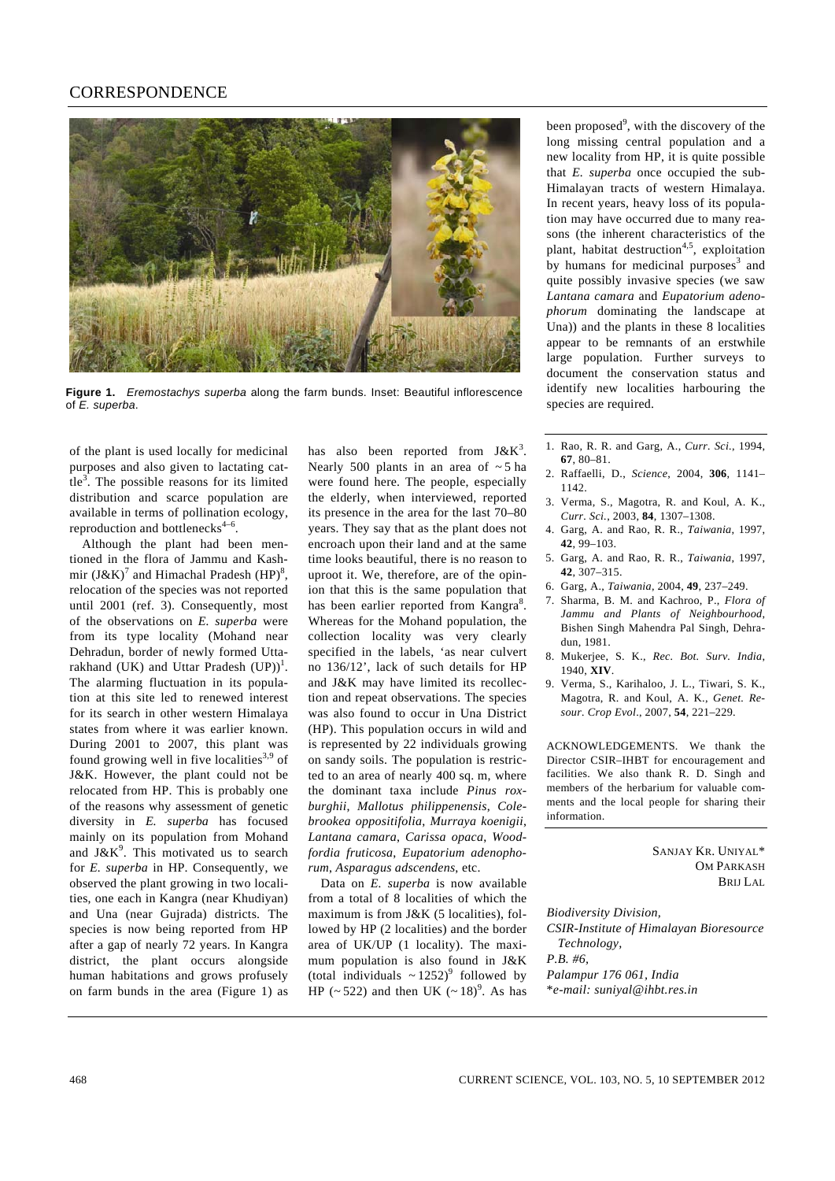Figure 1. *Eremostachys superba* along the farm bunds. Inset: Beautiful inflorescence of *E. superba*.

of the plant is used locally for medicinal purposes and also given to lactating cattle[3]. The possible reasons for its limited distribution and scarce population are available in terms of pollination ecology, reproduction and bottlenecks[4–6].

Although the plant had been mentioned in the flora of Jammu and Kashmir (J&K)[7] and Himachal Pradesh (HP)[8], relocation of the species was not reported until 2001 (ref. 3). Consequently, most of the observations on *E. superba* were from its type locality (Mohand near Dehradun, border of newly formed Uttarakhand (UK) and Uttar Pradesh (UP))[1]. The alarming fluctuation in its population at this site led to renewed interest for its search in other western Himalaya states from where it was earlier known. During 2001 to 2007, this plant was found growing well in five localities[3,9] of J&K. However, the plant could not be relocated from HP. This is probably one of the reasons why assessment of genetic diversity in *E. superba* has focused mainly on its population from Mohand and J&K[9]. This motivated us to search for *E. superba* in HP. Consequently, we observed the plant growing in two localities, one each in Kangra (near Khudiyan) and Una (near Gujrada) districts. The species is now being reported from HP after a gap of nearly 72 years. In Kangra district, the plant occurs alongside human habitations and grows profusely on farm bunds in the area (Figure 1) as has also been reported from J&K[3]. Nearly 500 plants in an area of ~ 5 ha were found here. The people, especially the elderly, when interviewed, reported its presence in the area for the last 70–80 years. They say that as the plant does not encroach upon their land and at the same time looks beautiful, there is no reason to uproot it. We, therefore, are of the opinion that this is the same population that has been earlier reported from Kangra[8]. Whereas for the Mohand population, the collection locality was very clearly specified in the labels, 'as near culvert no 136/12', lack of such details for HP and J&K may have limited its recollection and repeat observations. The species was also found to occur in Una District (HP). This population occurs in wild and is represented by 22 individuals growing on sandy soils. The population is restricted to an area of nearly 400 sq. m, where the dominant taxa include *Pinus roxburghii*, *Mallotus philippenensis*, *Colebrookea oppositifolia*, *Murraya koenigii*, *Lantana camara*, *Carissa opaca*, *Woodfordia fruticosa*, *Eupatorium adenophorum*, *Asparagus adscendens*, etc.

Data on *E. superba* is now available from a total of 8 localities of which the maximum is from J&K (5 localities), followed by HP (2 localities) and the border area of UK/UP (1 locality). The maximum population is also found in J&K (total individuals ~ 1252)[9] followed by HP (~ 522) and then UK (~ 18)[9]. As has been proposed[9], with the discovery of the long missing central population and a new locality from HP, it is quite possible that *E. superba* once occupied the sub-Himalayan tracts of western Himalaya. In recent years, heavy loss of its population may have occurred due to many reasons (the inherent characteristics of the plant, habitat destruction[4,5], exploitation by humans for medicinal purposes[3] and quite possibly invasive species (we saw *Lantana camara* and *Eupatorium adenophorum* dominating the landscape at Una)) and the plants in these 8 localities appear to be remnants of an erstwhile large population. Further surveys to document the conservation status and identify new localities harbouring the species are required.

1. Rao, R. R. and Garg, A., *Curr. Sci.*, 1994, **67**, 80–81.
2. Raffaelli, D., *Science*, 2004, **306**, 1141–1142.
3. Verma, S., Magotra, R. and Koul, A. K., *Curr. Sci.*, 2003, **84**, 1307–1308.
4. Garg, A. and Rao, R. R., *Taiwania*, 1997, **42**, 99–103.
5. Garg, A. and Rao, R. R., *Taiwania*, 1997, **42**, 307–315.
6. Garg, A., *Taiwania*, 2004, **49**, 237–249.
7. Sharma, B. M. and Kachroo, P., *Flora of Jammu and Plants of Neighbourhood*, Bishen Singh Mahendra Pal Singh, Dehradun, 1981.
8. Mukerjee, S. K., *Rec. Bot. Surv. India*, 1940, **XIV**.
9. Verma, S., Karihaloo, J. L., Tiwari, S. K., Magotra, R. and Koul, A. K., *Genet. Resour. Crop Evol.*, 2007, **54**, 221–229.

ACKNOWLEDGEMENTS. We thank the Director CSIR–IHBT for encouragement and facilities. We also thank R. D. Singh and members of the herbarium for valuable comments and the local people for sharing their information.

SANJAY KR. UNIYAL*
OM PARKASH
BRIJ LAL

*Biodiversity Division,*
*CSIR-Institute of Himalayan Bioresource Technology,*
*P.B. #6,*
*Palampur 176 061, India*
**e-mail: suniyal@ihbt.res.in*